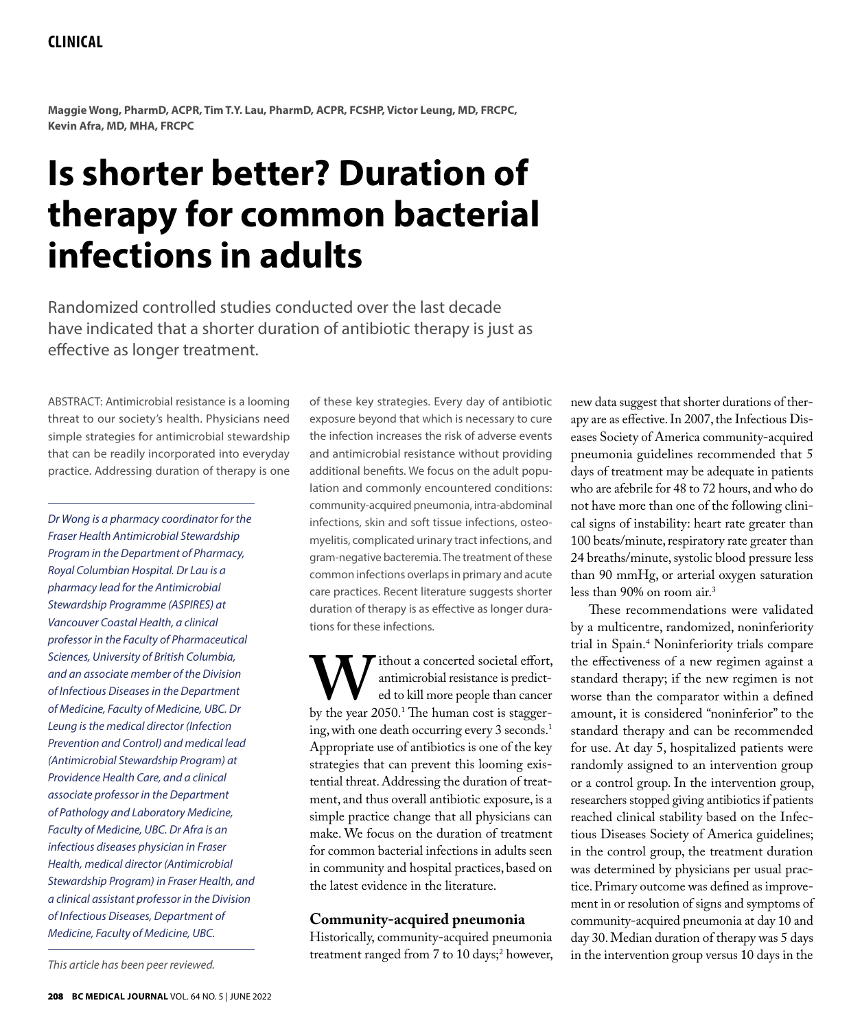CLINICAL

**Maggie Wong, PharmD, ACPR, Tim T.Y. Lau, PharmD, ACPR, FCSHP, Victor Leung, MD, FRCPC, Kevin Afra, MD, MHA, FRCPC**

# Is shorter better? Duration of therapy for common bacterial infections in adults

Randomized controlled studies conducted over the last decade have indicated that a shorter duration of antibiotic therapy is just as effective as longer treatment.

ABSTRACT: Antimicrobial resistance is a looming threat to our society's health. Physicians need simple strategies for antimicrobial stewardship that can be readily incorporated into everyday practice. Addressing duration of therapy is one of these key strategies. Every day of antibiotic exposure beyond that which is necessary to cure the infection increases the risk of adverse events and antimicrobial resistance without providing additional benefits. We focus on the adult population and commonly encountered conditions: community-acquired pneumonia, intra-abdominal infections, skin and soft tissue infections, osteomyelitis, complicated urinary tract infections, and gram-negative bacteremia. The treatment of these common infections overlaps in primary and acute care practices. Recent literature suggests shorter duration of therapy is as effective as longer durations for these infections.

*Dr Wong is a pharmacy coordinator for the Fraser Health Antimicrobial Stewardship Program in the Department of Pharmacy, Royal Columbian Hospital. Dr Lau is a pharmacy lead for the Antimicrobial Stewardship Programme (ASPIRES) at Vancouver Coastal Health, a clinical professor in the Faculty of Pharmaceutical Sciences, University of British Columbia, and an associate member of the Division of Infectious Diseases in the Department of Medicine, Faculty of Medicine, UBC. Dr Leung is the medical director (Infection Prevention and Control) and medical lead (Antimicrobial Stewardship Program) at Providence Health Care, and a clinical associate professor in the Department of Pathology and Laboratory Medicine, Faculty of Medicine, UBC. Dr Afra is an infectious diseases physician in Fraser Health, medical director (Antimicrobial Stewardship Program) in Fraser Health, and a clinical assistant professor in the Division of Infectious Diseases, Department of Medicine, Faculty of Medicine, UBC.*

*This article has been peer reviewed.*

Without a concerted societal effort, antimicrobial resistance is predicted to kill more people than cancer by the year 2050.[1] The human cost is staggering, with one death occurring every 3 seconds.[1] Appropriate use of antibiotics is one of the key strategies that can prevent this looming existential threat. Addressing the duration of treatment, and thus overall antibiotic exposure, is a simple practice change that all physicians can make. We focus on the duration of treatment for common bacterial infections in adults seen in community and hospital practices, based on the latest evidence in the literature.

## Community-acquired pneumonia

Historically, community-acquired pneumonia treatment ranged from 7 to 10 days;[2] however, new data suggest that shorter durations of therapy are as effective. In 2007, the Infectious Diseases Society of America community-acquired pneumonia guidelines recommended that 5 days of treatment may be adequate in patients who are afebrile for 48 to 72 hours, and who do not have more than one of the following clinical signs of instability: heart rate greater than 100 beats/minute, respiratory rate greater than 24 breaths/minute, systolic blood pressure less than 90 mmHg, or arterial oxygen saturation less than 90% on room air.[3]

These recommendations were validated by a multicentre, randomized, noninferiority trial in Spain.[4] Noninferiority trials compare the effectiveness of a new regimen against a standard therapy; if the new regimen is not worse than the comparator within a defined amount, it is considered "noninferior" to the standard therapy and can be recommended for use. At day 5, hospitalized patients were randomly assigned to an intervention group or a control group. In the intervention group, researchers stopped giving antibiotics if patients reached clinical stability based on the Infectious Diseases Society of America guidelines; in the control group, the treatment duration was determined by physicians per usual practice. Primary outcome was defined as improvement in or resolution of signs and symptoms of community-acquired pneumonia at day 10 and day 30. Median duration of therapy was 5 days in the intervention group versus 10 days in the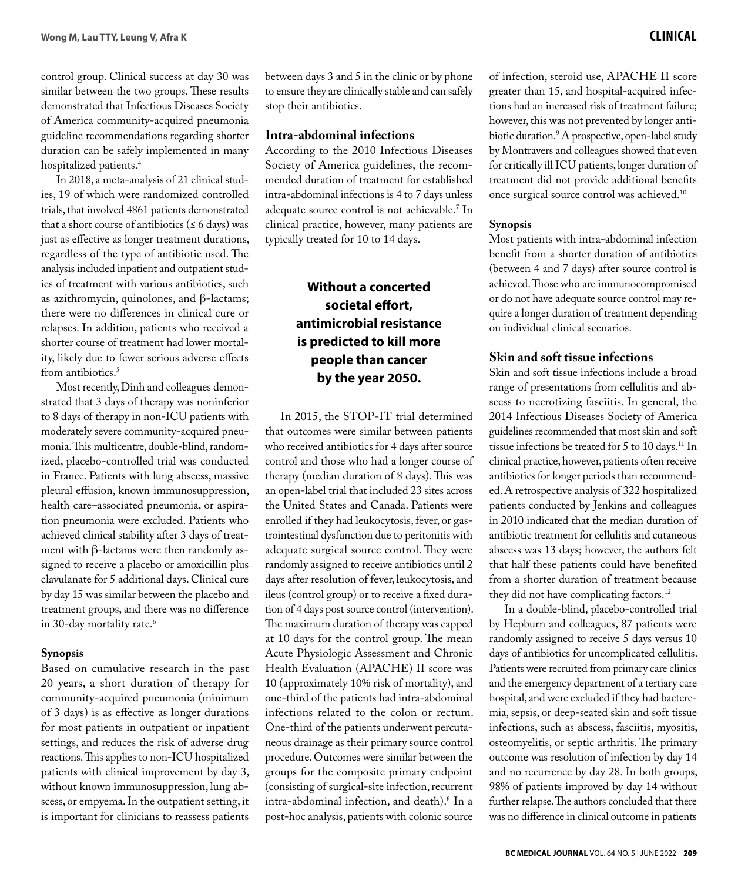control group. Clinical success at day 30 was similar between the two groups. These results demonstrated that Infectious Diseases Society of America community-acquired pneumonia guideline recommendations regarding shorter duration can be safely implemented in many hospitalized patients.[4]

In 2018, a meta-analysis of 21 clinical studies, 19 of which were randomized controlled trials, that involved 4861 patients demonstrated that a short course of antibiotics (≤ 6 days) was just as effective as longer treatment durations, regardless of the type of antibiotic used. The analysis included inpatient and outpatient studies of treatment with various antibiotics, such as azithromycin, quinolones, and β-lactams; there were no differences in clinical cure or relapses. In addition, patients who received a shorter course of treatment had lower mortality, likely due to fewer serious adverse effects from antibiotics.[5]

Most recently, Dinh and colleagues demonstrated that 3 days of therapy was noninferior to 8 days of therapy in non-ICU patients with moderately severe community-acquired pneumonia. This multicentre, double-blind, randomized, placebo-controlled trial was conducted in France. Patients with lung abscess, massive pleural effusion, known immunosuppression, health care–associated pneumonia, or aspiration pneumonia were excluded. Patients who achieved clinical stability after 3 days of treatment with β-lactams were then randomly assigned to receive a placebo or amoxicillin plus clavulanate for 5 additional days. Clinical cure by day 15 was similar between the placebo and treatment groups, and there was no difference in 30-day mortality rate.[6]

#### Synopsis

Based on cumulative research in the past 20 years, a short duration of therapy for community-acquired pneumonia (minimum of 3 days) is as effective as longer durations for most patients in outpatient or inpatient settings, and reduces the risk of adverse drug reactions. This applies to non-ICU hospitalized patients with clinical improvement by day 3, without known immunosuppression, lung abscess, or empyema. In the outpatient setting, it is important for clinicians to reassess patients between days 3 and 5 in the clinic or by phone to ensure they are clinically stable and can safely stop their antibiotics.

### Intra-abdominal infections

According to the 2010 Infectious Diseases Society of America guidelines, the recommended duration of treatment for established intra-abdominal infections is 4 to 7 days unless adequate source control is not achievable.[7] In clinical practice, however, many patients are typically treated for 10 to 14 days.

**Without a concerted societal effort, antimicrobial resistance is predicted to kill more people than cancer by the year 2050.**

In 2015, the STOP-IT trial determined that outcomes were similar between patients who received antibiotics for 4 days after source control and those who had a longer course of therapy (median duration of 8 days). This was an open-label trial that included 23 sites across the United States and Canada. Patients were enrolled if they had leukocytosis, fever, or gastrointestinal dysfunction due to peritonitis with adequate surgical source control. They were randomly assigned to receive antibiotics until 2 days after resolution of fever, leukocytosis, and ileus (control group) or to receive a fixed duration of 4 days post source control (intervention). The maximum duration of therapy was capped at 10 days for the control group. The mean Acute Physiologic Assessment and Chronic Health Evaluation (APACHE) II score was 10 (approximately 10% risk of mortality), and one-third of the patients had intra-abdominal infections related to the colon or rectum. One-third of the patients underwent percutaneous drainage as their primary source control procedure. Outcomes were similar between the groups for the composite primary endpoint (consisting of surgical-site infection, recurrent intra-abdominal infection, and death).[8] In a post-hoc analysis, patients with colonic source of infection, steroid use, APACHE II score greater than 15, and hospital-acquired infections had an increased risk of treatment failure; however, this was not prevented by longer antibiotic duration.[9] A prospective, open-label study by Montravers and colleagues showed that even for critically ill ICU patients, longer duration of treatment did not provide additional benefits once surgical source control was achieved.[10]

#### Synopsis

Most patients with intra-abdominal infection benefit from a shorter duration of antibiotics (between 4 and 7 days) after source control is achieved. Those who are immunocompromised or do not have adequate source control may require a longer duration of treatment depending on individual clinical scenarios.

### Skin and soft tissue infections

Skin and soft tissue infections include a broad range of presentations from cellulitis and abscess to necrotizing fasciitis. In general, the 2014 Infectious Diseases Society of America guidelines recommended that most skin and soft tissue infections be treated for 5 to 10 days.[11] In clinical practice, however, patients often receive antibiotics for longer periods than recommended. A retrospective analysis of 322 hospitalized patients conducted by Jenkins and colleagues in 2010 indicated that the median duration of antibiotic treatment for cellulitis and cutaneous abscess was 13 days; however, the authors felt that half these patients could have benefited from a shorter duration of treatment because they did not have complicating factors.[12]

In a double-blind, placebo-controlled trial by Hepburn and colleagues, 87 patients were randomly assigned to receive 5 days versus 10 days of antibiotics for uncomplicated cellulitis. Patients were recruited from primary care clinics and the emergency department of a tertiary care hospital, and were excluded if they had bacteremia, sepsis, or deep-seated skin and soft tissue infections, such as abscess, fasciitis, myositis, osteomyelitis, or septic arthritis. The primary outcome was resolution of infection by day 14 and no recurrence by day 28. In both groups, 98% of patients improved by day 14 without further relapse. The authors concluded that there was no difference in clinical outcome in patients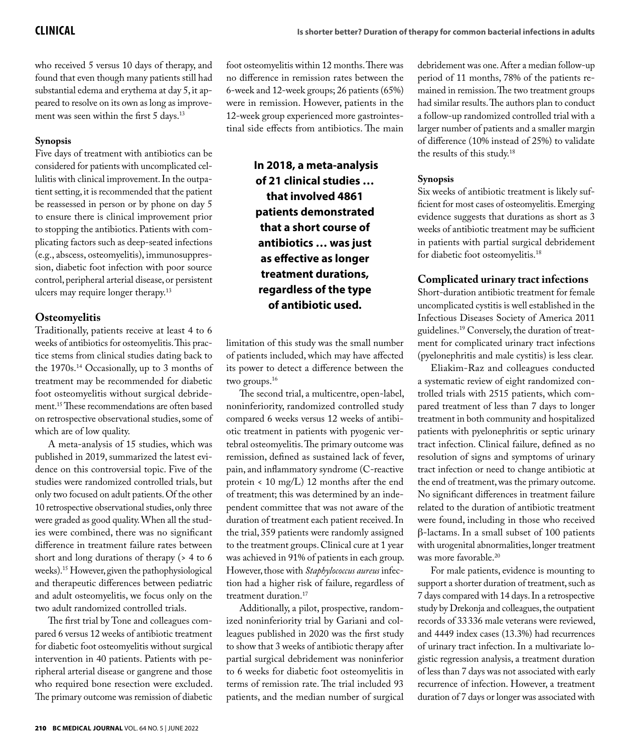who received 5 versus 10 days of therapy, and found that even though many patients still had substantial edema and erythema at day 5, it appeared to resolve on its own as long as improvement was seen within the first 5 days.[13]

#### Synopsis

Five days of treatment with antibiotics can be considered for patients with uncomplicated cellulitis with clinical improvement. In the outpatient setting, it is recommended that the patient be reassessed in person or by phone on day 5 to ensure there is clinical improvement prior to stopping the antibiotics. Patients with complicating factors such as deep-seated infections (e.g., abscess, osteomyelitis), immunosuppression, diabetic foot infection with poor source control, peripheral arterial disease, or persistent ulcers may require longer therapy.[13]

### Osteomyelitis

Traditionally, patients receive at least 4 to 6 weeks of antibiotics for osteomyelitis. This practice stems from clinical studies dating back to the 1970s.[14] Occasionally, up to 3 months of treatment may be recommended for diabetic foot osteomyelitis without surgical debridement.[15] These recommendations are often based on retrospective observational studies, some of which are of low quality.

A meta-analysis of 15 studies, which was published in 2019, summarized the latest evidence on this controversial topic. Five of the studies were randomized controlled trials, but only two focused on adult patients. Of the other 10 retrospective observational studies, only three were graded as good quality. When all the studies were combined, there was no significant difference in treatment failure rates between short and long durations of therapy (> 4 to 6 weeks).[15] However, given the pathophysiological and therapeutic differences between pediatric and adult osteomyelitis, we focus only on the two adult randomized controlled trials.

The first trial by Tone and colleagues compared 6 versus 12 weeks of antibiotic treatment for diabetic foot osteomyelitis without surgical intervention in 40 patients. Patients with peripheral arterial disease or gangrene and those who required bone resection were excluded. The primary outcome was remission of diabetic foot osteomyelitis within 12 months. There was no difference in remission rates between the 6-week and 12-week groups; 26 patients (65%) were in remission. However, patients in the 12-week group experienced more gastrointestinal side effects from antibiotics. The main limitation of this study was the small number of patients included, which may have affected its power to detect a difference between the two groups.[16]

**In 2018, a meta-analysis of 21 clinical studies … that involved 4861 patients demonstrated that a short course of antibiotics … was just as effective as longer treatment durations, regardless of the type of antibiotic used.**

The second trial, a multicentre, open-label, noninferiority, randomized controlled study compared 6 weeks versus 12 weeks of antibiotic treatment in patients with pyogenic vertebral osteomyelitis. The primary outcome was remission, defined as sustained lack of fever, pain, and inflammatory syndrome (C-reactive protein < 10 mg/L) 12 months after the end of treatment; this was determined by an independent committee that was not aware of the duration of treatment each patient received. In the trial, 359 patients were randomly assigned to the treatment groups. Clinical cure at 1 year was achieved in 91% of patients in each group. However, those with *Staphylococcus aureus* infection had a higher risk of failure, regardless of treatment duration.[17]

Additionally, a pilot, prospective, randomized noninferiority trial by Gariani and colleagues published in 2020 was the first study to show that 3 weeks of antibiotic therapy after partial surgical debridement was noninferior to 6 weeks for diabetic foot osteomyelitis in terms of remission rate. The trial included 93 patients, and the median number of surgical debridement was one. After a median follow-up period of 11 months, 78% of the patients remained in remission. The two treatment groups had similar results. The authors plan to conduct a follow-up randomized controlled trial with a larger number of patients and a smaller margin of difference (10% instead of 25%) to validate the results of this study.[18]

#### Synopsis

Six weeks of antibiotic treatment is likely sufficient for most cases of osteomyelitis. Emerging evidence suggests that durations as short as 3 weeks of antibiotic treatment may be sufficient in patients with partial surgical debridement for diabetic foot osteomyelitis.[18]

### Complicated urinary tract infections

Short-duration antibiotic treatment for female uncomplicated cystitis is well established in the Infectious Diseases Society of America 2011 guidelines.[19] Conversely, the duration of treatment for complicated urinary tract infections (pyelonephritis and male cystitis) is less clear.

Eliakim-Raz and colleagues conducted a systematic review of eight randomized controlled trials with 2515 patients, which compared treatment of less than 7 days to longer treatment in both community and hospitalized patients with pyelonephritis or septic urinary tract infection. Clinical failure, defined as no resolution of signs and symptoms of urinary tract infection or need to change antibiotic at the end of treatment, was the primary outcome. No significant differences in treatment failure related to the duration of antibiotic treatment were found, including in those who received β-lactams. In a small subset of 100 patients with urogenital abnormalities, longer treatment was more favorable.[20]

For male patients, evidence is mounting to support a shorter duration of treatment, such as 7 days compared with 14 days. In a retrospective study by Drekonja and colleagues, the outpatient records of 33 336 male veterans were reviewed, and 4449 index cases (13.3%) had recurrences of urinary tract infection. In a multivariate logistic regression analysis, a treatment duration of less than 7 days was not associated with early recurrence of infection. However, a treatment duration of 7 days or longer was associated with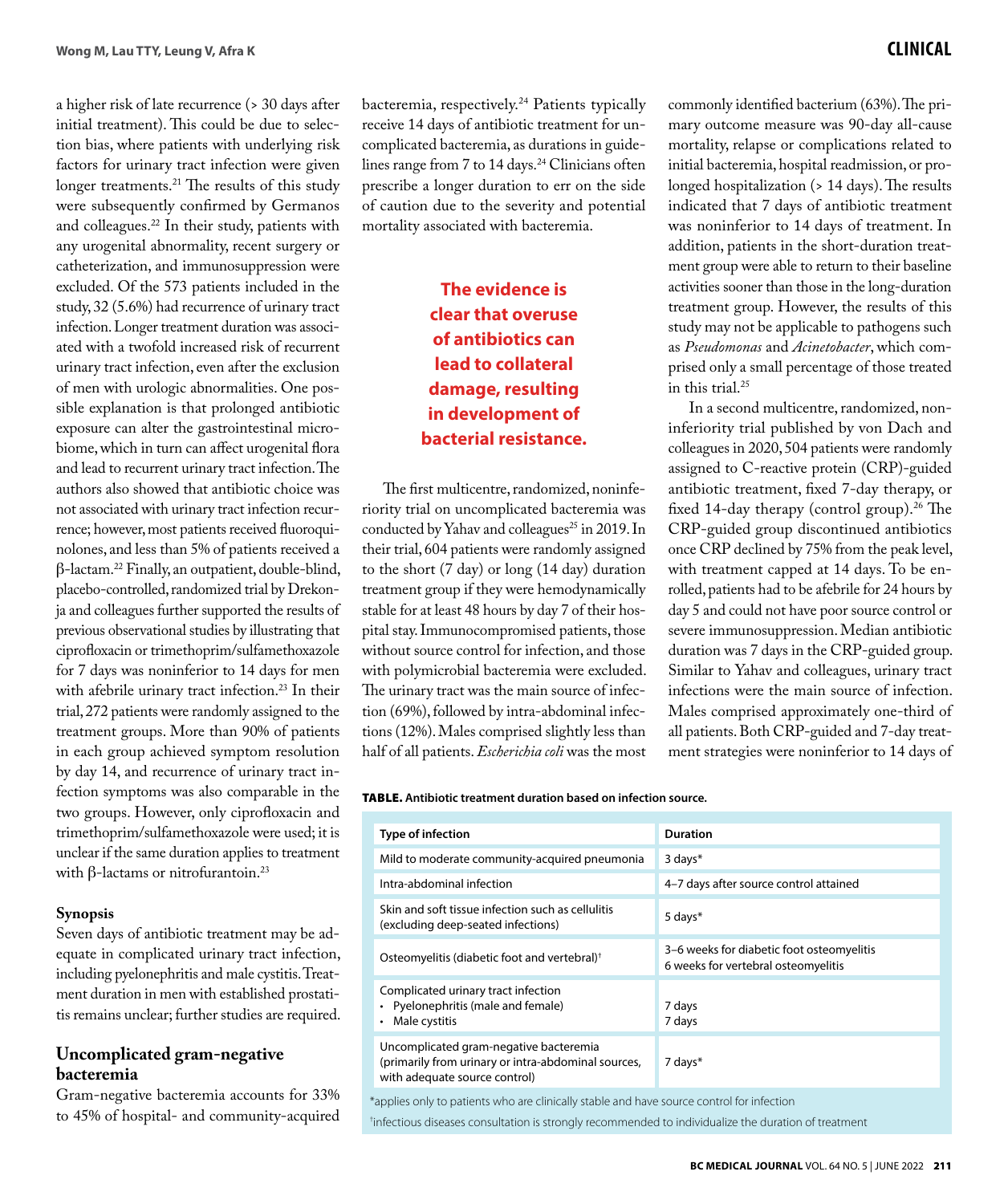a higher risk of late recurrence (> 30 days after initial treatment). This could be due to selection bias, where patients with underlying risk factors for urinary tract infection were given longer treatments.[21] The results of this study were subsequently confirmed by Germanos and colleagues.[22] In their study, patients with any urogenital abnormality, recent surgery or catheterization, and immunosuppression were excluded. Of the 573 patients included in the study, 32 (5.6%) had recurrence of urinary tract infection. Longer treatment duration was associated with a twofold increased risk of recurrent urinary tract infection, even after the exclusion of men with urologic abnormalities. One possible explanation is that prolonged antibiotic exposure can alter the gastrointestinal microbiome, which in turn can affect urogenital flora and lead to recurrent urinary tract infection. The authors also showed that antibiotic choice was not associated with urinary tract infection recurrence; however, most patients received fluoroquinolones, and less than 5% of patients received a β-lactam.[22] Finally, an outpatient, double-blind, placebo-controlled, randomized trial by Drekonja and colleagues further supported the results of previous observational studies by illustrating that ciprofloxacin or trimethoprim/sulfamethoxazole for 7 days was noninferior to 14 days for men with afebrile urinary tract infection.[23] In their trial, 272 patients were randomly assigned to the treatment groups. More than 90% of patients in each group achieved symptom resolution by day 14, and recurrence of urinary tract infection symptoms was also comparable in the two groups. However, only ciprofloxacin and trimethoprim/sulfamethoxazole were used; it is unclear if the same duration applies to treatment with β-lactams or nitrofurantoin.[23]

### Synopsis

Seven days of antibiotic treatment may be adequate in complicated urinary tract infection, including pyelonephritis and male cystitis. Treatment duration in men with established prostatitis remains unclear; further studies are required.

## Uncomplicated gram-negative bacteremia

Gram-negative bacteremia accounts for 33% to 45% of hospital- and community-acquired bacteremia, respectively.[24] Patients typically receive 14 days of antibiotic treatment for uncomplicated bacteremia, as durations in guidelines range from 7 to 14 days.[24] Clinicians often prescribe a longer duration to err on the side of caution due to the severity and potential mortality associated with bacteremia.

**The evidence is clear that overuse of antibiotics can lead to collateral damage, resulting in development of bacterial resistance.**

The first multicentre, randomized, noninferiority trial on uncomplicated bacteremia was conducted by Yahav and colleagues[25] in 2019. In their trial, 604 patients were randomly assigned to the short (7 day) or long (14 day) duration treatment group if they were hemodynamically stable for at least 48 hours by day 7 of their hospital stay. Immunocompromised patients, those without source control for infection, and those with polymicrobial bacteremia were excluded. The urinary tract was the main source of infection (69%), followed by intra-abdominal infections (12%). Males comprised slightly less than half of all patients. *Escherichia coli* was the most commonly identified bacterium (63%). The primary outcome measure was 90-day all-cause mortality, relapse or complications related to initial bacteremia, hospital readmission, or prolonged hospitalization (> 14 days). The results indicated that 7 days of antibiotic treatment was noninferior to 14 days of treatment. In addition, patients in the short-duration treatment group were able to return to their baseline activities sooner than those in the long-duration treatment group. However, the results of this study may not be applicable to pathogens such as *Pseudomonas* and *Acinetobacter*, which comprised only a small percentage of those treated in this trial.[25]

In a second multicentre, randomized, noninferiority trial published by von Dach and colleagues in 2020, 504 patients were randomly assigned to C-reactive protein (CRP)-guided antibiotic treatment, fixed 7-day therapy, or fixed 14-day therapy (control group).[26] The CRP-guided group discontinued antibiotics once CRP declined by 75% from the peak level, with treatment capped at 14 days. To be enrolled, patients had to be afebrile for 24 hours by day 5 and could not have poor source control or severe immunosuppression. Median antibiotic duration was 7 days in the CRP-guided group. Similar to Yahav and colleagues, urinary tract infections were the main source of infection. Males comprised approximately one-third of all patients. Both CRP-guided and 7-day treatment strategies were noninferior to 14 days of

**TABLE.** Antibiotic treatment duration based on infection source.

| Type of infection | Duration |
|---|---|
| Mild to moderate community-acquired pneumonia | 3 days* |
| Intra-abdominal infection | 4–7 days after source control attained |
| Skin and soft tissue infection such as cellulitis (excluding deep-seated infections) | 5 days* |
| Osteomyelitis (diabetic foot and vertebral)† | 3–6 weeks for diabetic foot osteomyelitis<br>6 weeks for vertebral osteomyelitis |
| Complicated urinary tract infection<br>• Pyelonephritis (male and female)<br>• Male cystitis | <br>7 days<br>7 days |
| Uncomplicated gram-negative bacteremia (primarily from urinary or intra-abdominal sources, with adequate source control) | 7 days* |

*applies only to patients who are clinically stable and have source control for infection

†infectious diseases consultation is strongly recommended to individualize the duration of treatment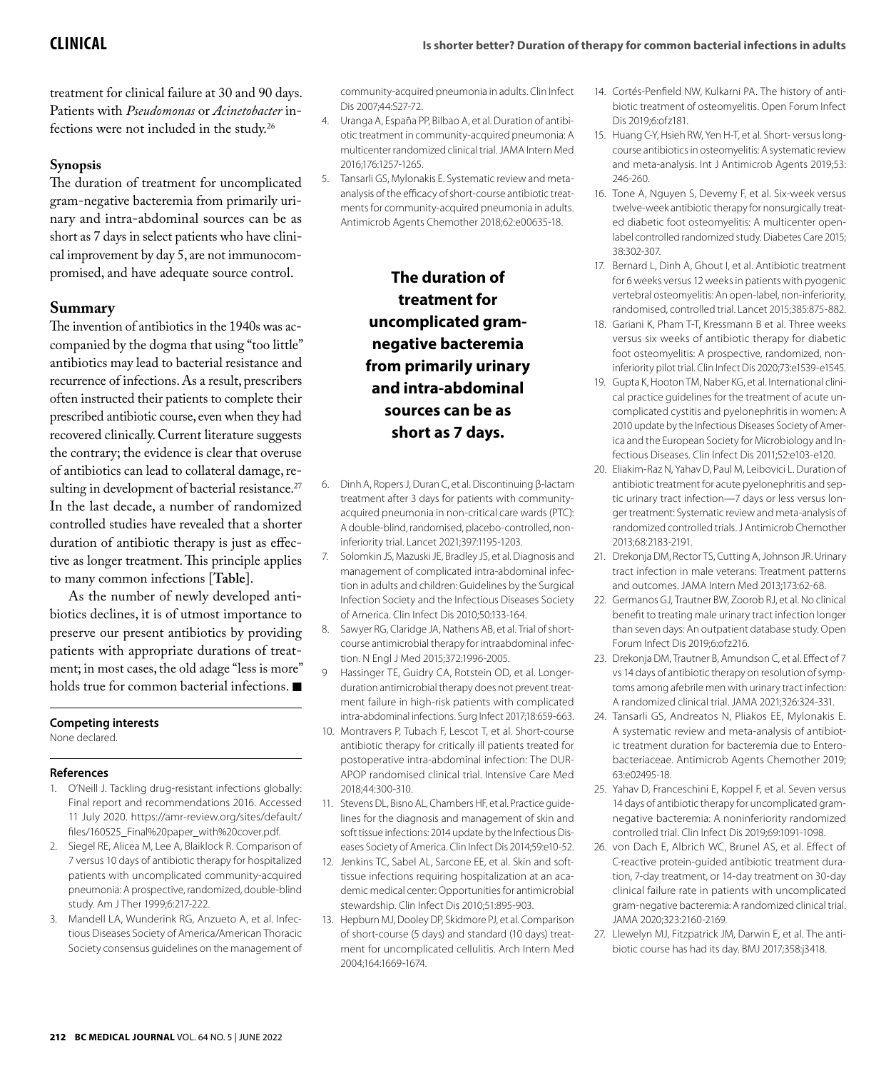treatment for clinical failure at 30 and 90 days. Patients with *Pseudomonas* or *Acinetobacter* infections were not included in the study.[26]

### Synopsis

The duration of treatment for uncomplicated gram-negative bacteremia from primarily urinary and intra-abdominal sources can be as short as 7 days in select patients who have clinical improvement by day 5, are not immunocompromised, and have adequate source control.

## Summary

The invention of antibiotics in the 1940s was accompanied by the dogma that using "too little" antibiotics may lead to bacterial resistance and recurrence of infections. As a result, prescribers often instructed their patients to complete their prescribed antibiotic course, even when they had recovered clinically. Current literature suggests the contrary; the evidence is clear that overuse of antibiotics can lead to collateral damage, resulting in development of bacterial resistance.[27] In the last decade, a number of randomized controlled studies have revealed that a shorter duration of antibiotic therapy is just as effective as longer treatment. This principle applies to many common infections [**Table**].

As the number of newly developed antibiotics declines, it is of utmost importance to preserve our present antibiotics by providing patients with appropriate durations of treatment; in most cases, the old adage "less is more" holds true for common bacterial infections. ■

**The duration of treatment for uncomplicated gram-negative bacteremia from primarily urinary and intra-abdominal sources can be as short as 7 days.**

#### Competing interests

None declared.

#### References

1. O'Neill J. Tackling drug-resistant infections globally: Final report and recommendations 2016. Accessed 11 July 2020. https://amr-review.org/sites/default/files/160525_Final%20paper_with%20cover.pdf.
2. Siegel RE, Alicea M, Lee A, Blaiklock R. Comparison of 7 versus 10 days of antibiotic therapy for hospitalized patients with uncomplicated community-acquired pneumonia: A prospective, randomized, double-blind study. Am J Ther 1999;6:217-222.
3. Mandell LA, Wunderink RG, Anzueto A, et al. Infectious Diseases Society of America/American Thoracic Society consensus guidelines on the management of community-acquired pneumonia in adults. Clin Infect Dis 2007;44:S27-72.
4. Uranga A, España PP, Bilbao A, et al. Duration of antibiotic treatment in community-acquired pneumonia: A multicenter randomized clinical trial. JAMA Intern Med 2016;176:1257-1265.
5. Tansarli GS, Mylonakis E. Systematic review and meta-analysis of the efficacy of short-course antibiotic treatments for community-acquired pneumonia in adults. Antimicrob Agents Chemother 2018;62:e00635-18.
6. Dinh A, Ropers J, Duran C, et al. Discontinuing β-lactam treatment after 3 days for patients with community-acquired pneumonia in non-critical care wards (PTC): A double-blind, randomised, placebo-controlled, non-inferiority trial. Lancet 2021;397:1195-1203.
7. Solomkin JS, Mazuski JE, Bradley JS, et al. Diagnosis and management of complicated intra-abdominal infection in adults and children: Guidelines by the Surgical Infection Society and the Infectious Diseases Society of America. Clin Infect Dis 2010;50:133-164.
8. Sawyer RG, Claridge JA, Nathens AB, et al. Trial of short-course antimicrobial therapy for intraabdominal infection. N Engl J Med 2015;372:1996-2005.
9. Hassinger TE, Guidry CA, Rotstein OD, et al. Longer-duration antimicrobial therapy does not prevent treatment failure in high-risk patients with complicated intra-abdominal infections. Surg Infect 2017;18:659-663.
10. Montravers P, Tubach F, Lescot T, et al. Short-course antibiotic therapy for critically ill patients treated for postoperative intra-abdominal infection: The DURAPOP randomised clinical trial. Intensive Care Med 2018;44:300-310.
11. Stevens DL, Bisno AL, Chambers HF, et al. Practice guidelines for the diagnosis and management of skin and soft tissue infections: 2014 update by the Infectious Diseases Society of America. Clin Infect Dis 2014;59:e10-52.
12. Jenkins TC, Sabel AL, Sarcone EE, et al. Skin and soft-tissue infections requiring hospitalization at an academic medical center: Opportunities for antimicrobial stewardship. Clin Infect Dis 2010;51:895-903.
13. Hepburn MJ, Dooley DP, Skidmore PJ, et al. Comparison of short-course (5 days) and standard (10 days) treatment for uncomplicated cellulitis. Arch Intern Med 2004;164:1669-1674.
14. Cortés-Penfield NW, Kulkarni PA. The history of antibiotic treatment of osteomyelitis. Open Forum Infect Dis 2019;6:ofz181.
15. Huang C-Y, Hsieh RW, Yen H-T, et al. Short- versus long-course antibiotics in osteomyelitis: A systematic review and meta-analysis. Int J Antimicrob Agents 2019;53:246-260.
16. Tone A, Nguyen S, Devemy F, et al. Six-week versus twelve-week antibiotic therapy for nonsurgically treated diabetic foot osteomyelitis: A multicenter open-label controlled randomized study. Diabetes Care 2015;38:302-307.
17. Bernard L, Dinh A, Ghout I, et al. Antibiotic treatment for 6 weeks versus 12 weeks in patients with pyogenic vertebral osteomyelitis: An open-label, non-inferiority, randomised, controlled trial. Lancet 2015;385:875-882.
18. Gariani K, Pham T-T, Kressmann B et al. Three weeks versus six weeks of antibiotic therapy for diabetic foot osteomyelitis: A prospective, randomized, noninferiority pilot trial. Clin Infect Dis 2020;73:e1539-e1545.
19. Gupta K, Hooton TM, Naber KG, et al. International clinical practice guidelines for the treatment of acute uncomplicated cystitis and pyelonephritis in women: A 2010 update by the Infectious Diseases Society of America and the European Society for Microbiology and Infectious Diseases. Clin Infect Dis 2011;52:e103-e120.
20. Eliakim-Raz N, Yahav D, Paul M, Leibovici L. Duration of antibiotic treatment for acute pyelonephritis and septic urinary tract infection—7 days or less versus longer treatment: Systematic review and meta-analysis of randomized controlled trials. J Antimicrob Chemother 2013;68:2183-2191.
21. Drekonja DM, Rector TS, Cutting A, Johnson JR. Urinary tract infection in male veterans: Treatment patterns and outcomes. JAMA Intern Med 2013;173:62-68.
22. Germanos GJ, Trautner BW, Zoorob RJ, et al. No clinical benefit to treating male urinary tract infection longer than seven days: An outpatient database study. Open Forum Infect Dis 2019;6:ofz216.
23. Drekonja DM, Trautner B, Amundson C, et al. Effect of 7 vs 14 days of antibiotic therapy on resolution of symptoms among afebrile men with urinary tract infection: A randomized clinical trial. JAMA 2021;326:324-331.
24. Tansarli GS, Andreatos N, Pliakos EE, Mylonakis E. A systematic review and meta-analysis of antibiotic treatment duration for bacteremia due to Enterobacteriaceae. Antimicrob Agents Chemother 2019;63:e02495-18.
25. Yahav D, Franceschini E, Koppel F, et al. Seven versus 14 days of antibiotic therapy for uncomplicated gram-negative bacteremia: A noninferiority randomized controlled trial. Clin Infect Dis 2019;69:1091-1098.
26. von Dach E, Albrich WC, Brunel AS, et al. Effect of C-reactive protein-guided antibiotic treatment duration, 7-day treatment, or 14-day treatment on 30-day clinical failure rate in patients with uncomplicated gram-negative bacteremia: A randomized clinical trial. JAMA 2020;323:2160-2169.
27. Llewelyn MJ, Fitzpatrick JM, Darwin E, et al. The antibiotic course has had its day. BMJ 2017;358:j3418.